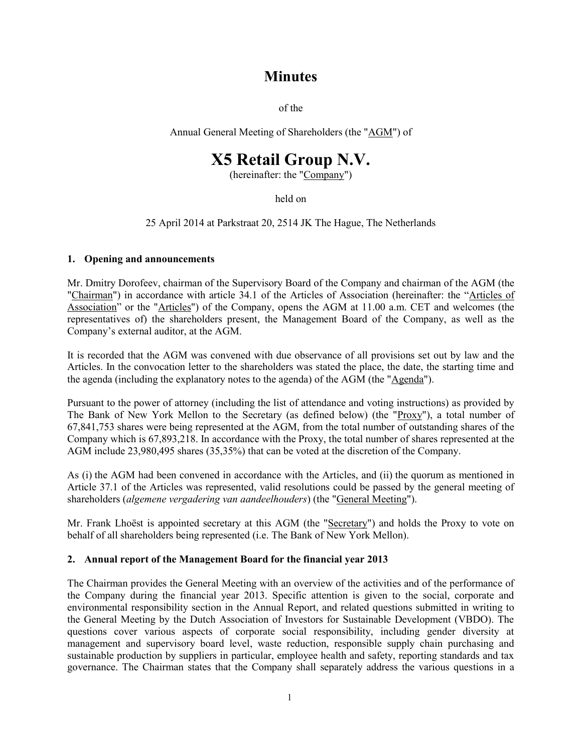# Minutes

of the

Annual General Meeting of Shareholders (the "AGM") of

# X5 Retail Group N.V.

(hereinafter: the "Company")

held on

25 April 2014 at Parkstraat 20, 2514 JK The Hague, The Netherlands

## 1. Opening and announcements

Mr. Dmitry Dorofeev, chairman of the Supervisory Board of the Company and chairman of the AGM (the "Chairman") in accordance with article 34.1 of the Articles of Association (hereinafter: the "Articles of Association" or the "Articles") of the Company, opens the AGM at 11.00 a.m. CET and welcomes (the representatives of) the shareholders present, the Management Board of the Company, as well as the Company's external auditor, at the AGM.

It is recorded that the AGM was convened with due observance of all provisions set out by law and the Articles. In the convocation letter to the shareholders was stated the place, the date, the starting time and the agenda (including the explanatory notes to the agenda) of the AGM (the "Agenda").

Pursuant to the power of attorney (including the list of attendance and voting instructions) as provided by The Bank of New York Mellon to the Secretary (as defined below) (the "Proxy"), a total number of 67,841,753 shares were being represented at the AGM, from the total number of outstanding shares of the Company which is 67,893,218. In accordance with the Proxy, the total number of shares represented at the AGM include 23,980,495 shares (35,35%) that can be voted at the discretion of the Company.

As (i) the AGM had been convened in accordance with the Articles, and (ii) the quorum as mentioned in Article 37.1 of the Articles was represented, valid resolutions could be passed by the general meeting of shareholders (*algemene vergadering van aandeelhouders*) (the "General Meeting").

Mr. Frank Lhoëst is appointed secretary at this AGM (the "Secretary") and holds the Proxy to vote on behalf of all shareholders being represented (i.e. The Bank of New York Mellon).

## 2. Annual report of the Management Board for the financial year 2013

The Chairman provides the General Meeting with an overview of the activities and of the performance of the Company during the financial year 2013. Specific attention is given to the social, corporate and environmental responsibility section in the Annual Report, and related questions submitted in writing to the General Meeting by the Dutch Association of Investors for Sustainable Development (VBDO). The questions cover various aspects of corporate social responsibility, including gender diversity at management and supervisory board level, waste reduction, responsible supply chain purchasing and sustainable production by suppliers in particular, employee health and safety, reporting standards and tax governance. The Chairman states that the Company shall separately address the various questions in a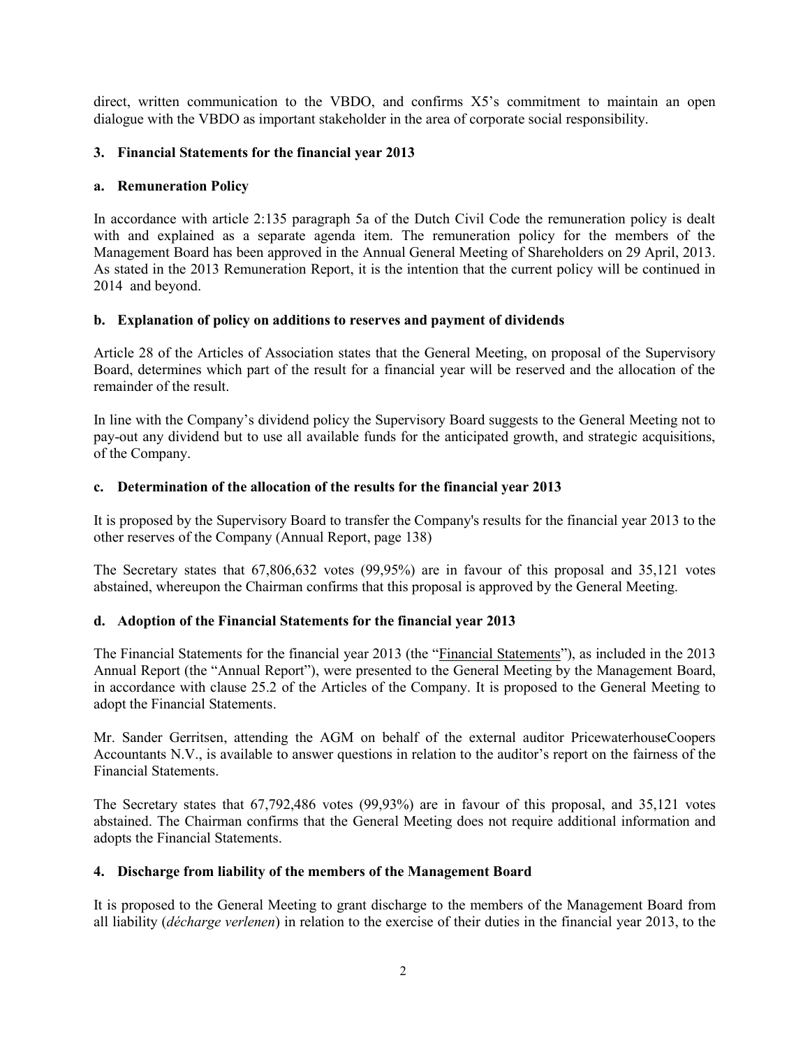direct, written communication to the VBDO, and confirms X5's commitment to maintain an open dialogue with the VBDO as important stakeholder in the area of corporate social responsibility.

### 3. Financial Statements for the financial year 2013

#### a. Remuneration Policy

In accordance with article 2:135 paragraph 5a of the Dutch Civil Code the remuneration policy is dealt with and explained as a separate agenda item. The remuneration policy for the members of the Management Board has been approved in the Annual General Meeting of Shareholders on 29 April, 2013. As stated in the 2013 Remuneration Report, it is the intention that the current policy will be continued in 2014 and beyond.

#### b. Explanation of policy on additions to reserves and payment of dividends

Article 28 of the Articles of Association states that the General Meeting, on proposal of the Supervisory Board, determines which part of the result for a financial year will be reserved and the allocation of the remainder of the result.

In line with the Company's dividend policy the Supervisory Board suggests to the General Meeting not to pay-out any dividend but to use all available funds for the anticipated growth, and strategic acquisitions, of the Company.

#### c. Determination of the allocation of the results for the financial year 2013

It is proposed by the Supervisory Board to transfer the Company's results for the financial year 2013 to the other reserves of the Company (Annual Report, page 138)

The Secretary states that 67,806,632 votes (99,95%) are in favour of this proposal and 35,121 votes abstained, whereupon the Chairman confirms that this proposal is approved by the General Meeting.

#### d. Adoption of the Financial Statements for the financial year 2013

The Financial Statements for the financial year 2013 (the "Financial Statements"), as included in the 2013 Annual Report (the "Annual Report"), were presented to the General Meeting by the Management Board, in accordance with clause 25.2 of the Articles of the Company. It is proposed to the General Meeting to adopt the Financial Statements.

Mr. Sander Gerritsen, attending the AGM on behalf of the external auditor PricewaterhouseCoopers Accountants N.V., is available to answer questions in relation to the auditor's report on the fairness of the Financial Statements.

The Secretary states that 67,792,486 votes (99,93%) are in favour of this proposal, and 35,121 votes abstained. The Chairman confirms that the General Meeting does not require additional information and adopts the Financial Statements.

### 4. Discharge from liability of the members of the Management Board

It is proposed to the General Meeting to grant discharge to the members of the Management Board from all liability (*décharge verlenen*) in relation to the exercise of their duties in the financial year 2013, to the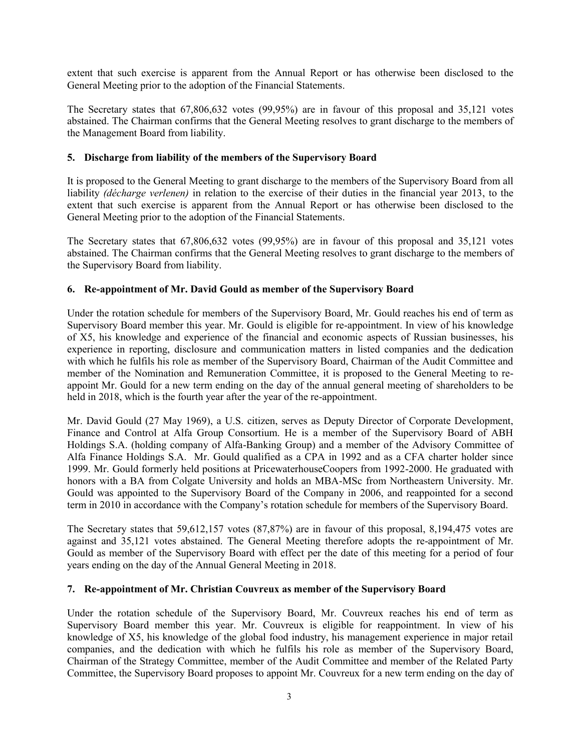extent that such exercise is apparent from the Annual Report or has otherwise been disclosed to the General Meeting prior to the adoption of the Financial Statements.

The Secretary states that 67,806,632 votes (99,95%) are in favour of this proposal and 35,121 votes abstained. The Chairman confirms that the General Meeting resolves to grant discharge to the members of the Management Board from liability.

### 5. Discharge from liability of the members of the Supervisory Board

It is proposed to the General Meeting to grant discharge to the members of the Supervisory Board from all liability *(décharge verlenen)* in relation to the exercise of their duties in the financial year 2013, to the extent that such exercise is apparent from the Annual Report or has otherwise been disclosed to the General Meeting prior to the adoption of the Financial Statements.

The Secretary states that 67,806,632 votes (99,95%) are in favour of this proposal and 35,121 votes abstained. The Chairman confirms that the General Meeting resolves to grant discharge to the members of the Supervisory Board from liability.

### 6. Re-appointment of Mr. David Gould as member of the Supervisory Board

Under the rotation schedule for members of the Supervisory Board, Mr. Gould reaches his end of term as Supervisory Board member this year. Mr. Gould is eligible for re-appointment. In view of his knowledge of X5, his knowledge and experience of the financial and economic aspects of Russian businesses, his experience in reporting, disclosure and communication matters in listed companies and the dedication with which he fulfils his role as member of the Supervisory Board, Chairman of the Audit Committee and member of the Nomination and Remuneration Committee, it is proposed to the General Meeting to re-appoint Mr. Gould for a new term ending on the day of the annual general meeting of shareholders to be held in 2018, which is the fourth year after the year of the re-appointment.

Mr. David Gould (27 May 1969), a U.S. citizen, serves as Deputy Director of Corporate Development, Finance and Control at Alfa Group Consortium. He is a member of the Supervisory Board of ABH Holdings S.A. (holding company of Alfa-Banking Group) and a member of the Advisory Committee of Alfa Finance Holdings S.A. Mr. Gould qualified as a CPA in 1992 and as a CFA charter holder since 1999. Mr. Gould formerly held positions at PricewaterhouseCoopers from 1992-2000. He graduated with honors with a BA from Colgate University and holds an MBA-MSc from Northeastern University. Mr. Gould was appointed to the Supervisory Board of the Company in 2006, and reappointed for a second term in 2010 in accordance with the Company's rotation schedule for members of the Supervisory Board.

The Secretary states that 59,612,157 votes (87,87%) are in favour of this proposal, 8,194,475 votes are against and 35,121 votes abstained. The General Meeting therefore adopts the re-appointment of Mr. Gould as member of the Supervisory Board with effect per the date of this meeting for a period of four years ending on the day of the Annual General Meeting in 2018.

### 7. Re-appointment of Mr. Christian Couvreux as member of the Supervisory Board

Under the rotation schedule of the Supervisory Board, Mr. Couvreux reaches his end of term as Supervisory Board member this year. Mr. Couvreux is eligible for reappointment. In view of his knowledge of X5, his knowledge of the global food industry, his management experience in major retail companies, and the dedication with which he fulfils his role as member of the Supervisory Board, Chairman of the Strategy Committee, member of the Audit Committee and member of the Related Party Committee, the Supervisory Board proposes to appoint Mr. Couvreux for a new term ending on the day of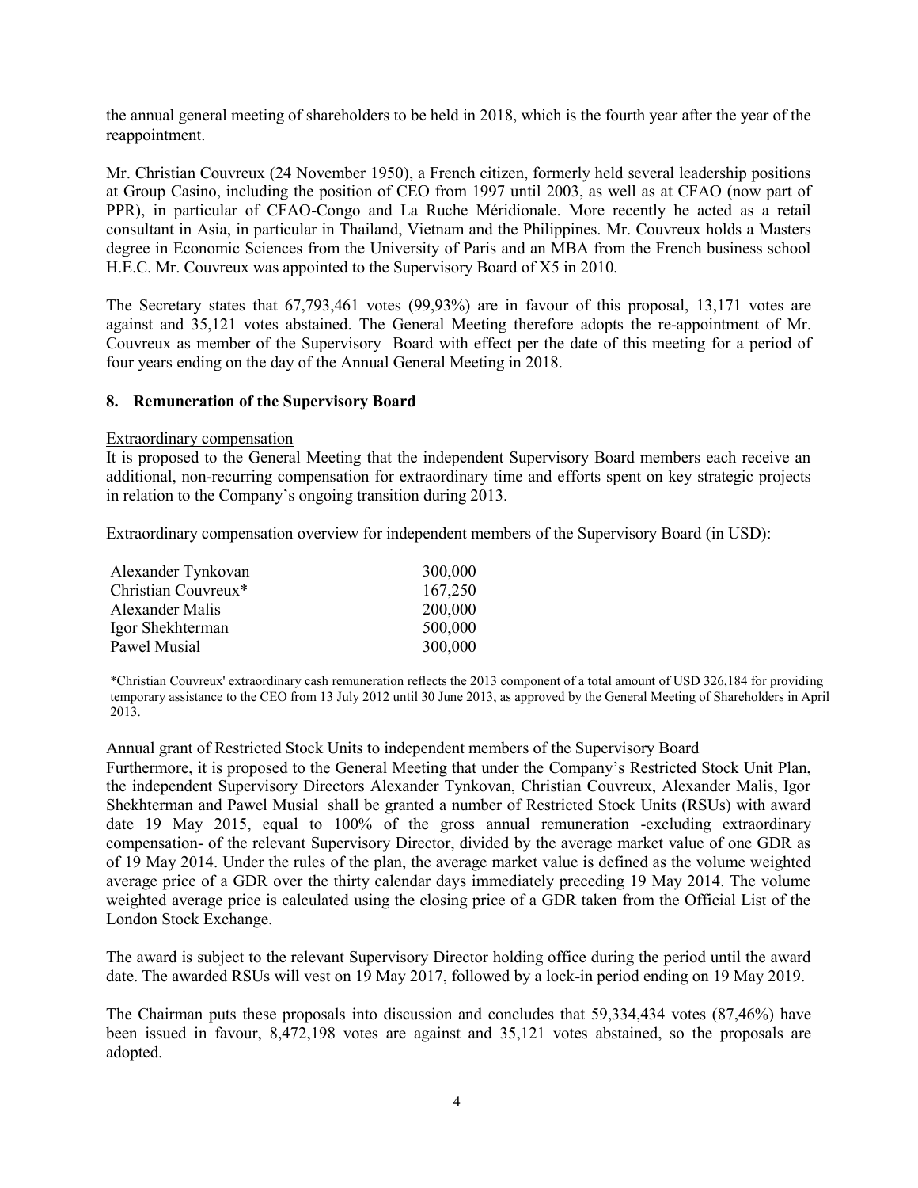the annual general meeting of shareholders to be held in 2018, which is the fourth year after the year of the reappointment.

Mr. Christian Couvreux (24 November 1950), a French citizen, formerly held several leadership positions at Group Casino, including the position of CEO from 1997 until 2003, as well as at CFAO (now part of PPR), in particular of CFAO-Congo and La Ruche Méridionale. More recently he acted as a retail consultant in Asia, in particular in Thailand, Vietnam and the Philippines. Mr. Couvreux holds a Masters degree in Economic Sciences from the University of Paris and an MBA from the French business school H.E.C. Mr. Couvreux was appointed to the Supervisory Board of X5 in 2010.

The Secretary states that 67,793,461 votes (99,93%) are in favour of this proposal, 13,171 votes are against and 35,121 votes abstained. The General Meeting therefore adopts the re-appointment of Mr. Couvreux as member of the Supervisory Board with effect per the date of this meeting for a period of four years ending on the day of the Annual General Meeting in 2018.

## 8. Remuneration of the Supervisory Board

Extraordinary compensation

It is proposed to the General Meeting that the independent Supervisory Board members each receive an additional, non-recurring compensation for extraordinary time and efforts spent on key strategic projects in relation to the Company's ongoing transition during 2013.

Extraordinary compensation overview for independent members of the Supervisory Board (in USD):

| | |
|---|---|
| Alexander Tynkovan | 300,000 |
| Christian Couvreux* | 167,250 |
| Alexander Malis | 200,000 |
| Igor Shekhterman | 500,000 |
| Pawel Musial | 300,000 |

*Christian Couvreux' extraordinary cash remuneration reflects the 2013 component of a total amount of USD 326,184 for providing temporary assistance to the CEO from 13 July 2012 until 30 June 2013, as approved by the General Meeting of Shareholders in April 2013.

Annual grant of Restricted Stock Units to independent members of the Supervisory Board

Furthermore, it is proposed to the General Meeting that under the Company's Restricted Stock Unit Plan, the independent Supervisory Directors Alexander Tynkovan, Christian Couvreux, Alexander Malis, Igor Shekhterman and Pawel Musial shall be granted a number of Restricted Stock Units (RSUs) with award date 19 May 2015, equal to 100% of the gross annual remuneration -excluding extraordinary compensation- of the relevant Supervisory Director, divided by the average market value of one GDR as of 19 May 2014. Under the rules of the plan, the average market value is defined as the volume weighted average price of a GDR over the thirty calendar days immediately preceding 19 May 2014. The volume weighted average price is calculated using the closing price of a GDR taken from the Official List of the London Stock Exchange.

The award is subject to the relevant Supervisory Director holding office during the period until the award date. The awarded RSUs will vest on 19 May 2017, followed by a lock-in period ending on 19 May 2019.

The Chairman puts these proposals into discussion and concludes that 59,334,434 votes (87,46%) have been issued in favour, 8,472,198 votes are against and 35,121 votes abstained, so the proposals are adopted.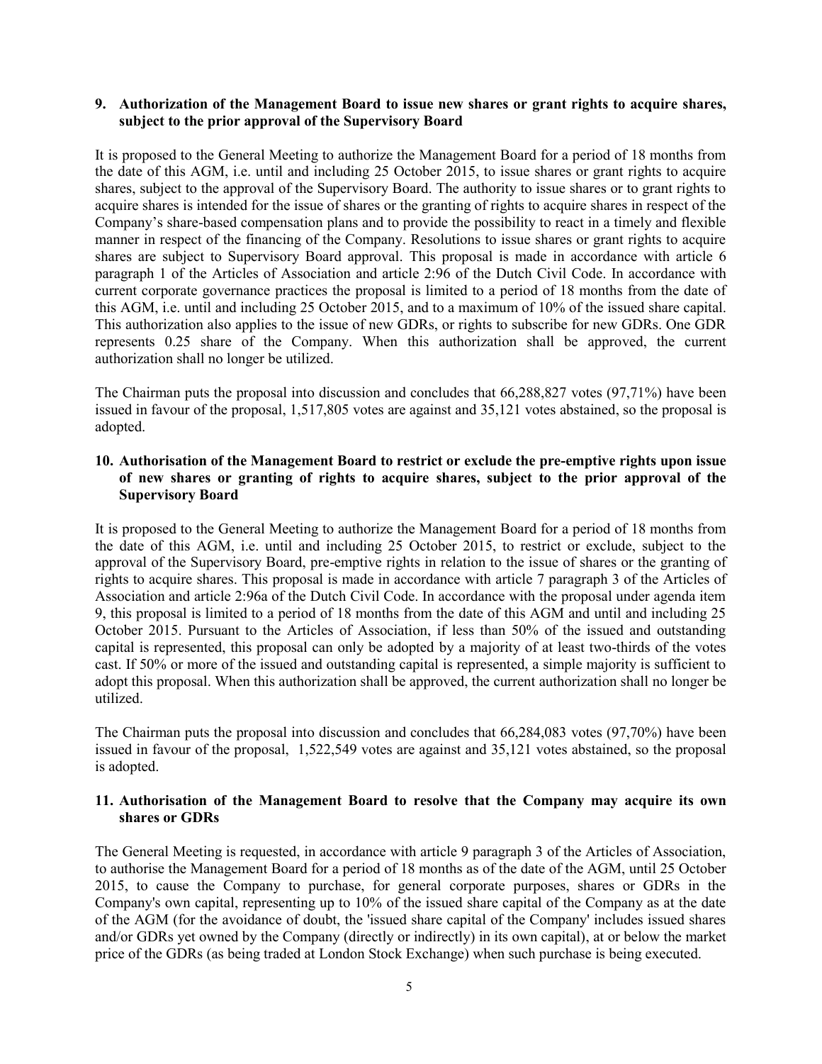**9. Authorization of the Management Board to issue new shares or grant rights to acquire shares, subject to the prior approval of the Supervisory Board**

It is proposed to the General Meeting to authorize the Management Board for a period of 18 months from the date of this AGM, i.e. until and including 25 October 2015, to issue shares or grant rights to acquire shares, subject to the approval of the Supervisory Board. The authority to issue shares or to grant rights to acquire shares is intended for the issue of shares or the granting of rights to acquire shares in respect of the Company's share-based compensation plans and to provide the possibility to react in a timely and flexible manner in respect of the financing of the Company. Resolutions to issue shares or grant rights to acquire shares are subject to Supervisory Board approval. This proposal is made in accordance with article 6 paragraph 1 of the Articles of Association and article 2:96 of the Dutch Civil Code. In accordance with current corporate governance practices the proposal is limited to a period of 18 months from the date of this AGM, i.e. until and including 25 October 2015, and to a maximum of 10% of the issued share capital. This authorization also applies to the issue of new GDRs, or rights to subscribe for new GDRs. One GDR represents 0.25 share of the Company. When this authorization shall be approved, the current authorization shall no longer be utilized.

The Chairman puts the proposal into discussion and concludes that 66,288,827 votes (97,71%) have been issued in favour of the proposal, 1,517,805 votes are against and 35,121 votes abstained, so the proposal is adopted.

**10. Authorisation of the Management Board to restrict or exclude the pre-emptive rights upon issue of new shares or granting of rights to acquire shares, subject to the prior approval of the Supervisory Board**

It is proposed to the General Meeting to authorize the Management Board for a period of 18 months from the date of this AGM, i.e. until and including 25 October 2015, to restrict or exclude, subject to the approval of the Supervisory Board, pre-emptive rights in relation to the issue of shares or the granting of rights to acquire shares. This proposal is made in accordance with article 7 paragraph 3 of the Articles of Association and article 2:96a of the Dutch Civil Code. In accordance with the proposal under agenda item 9, this proposal is limited to a period of 18 months from the date of this AGM and until and including 25 October 2015. Pursuant to the Articles of Association, if less than 50% of the issued and outstanding capital is represented, this proposal can only be adopted by a majority of at least two-thirds of the votes cast. If 50% or more of the issued and outstanding capital is represented, a simple majority is sufficient to adopt this proposal. When this authorization shall be approved, the current authorization shall no longer be utilized.

The Chairman puts the proposal into discussion and concludes that 66,284,083 votes (97,70%) have been issued in favour of the proposal, 1,522,549 votes are against and 35,121 votes abstained, so the proposal is adopted.

**11. Authorisation of the Management Board to resolve that the Company may acquire its own shares or GDRs**

The General Meeting is requested, in accordance with article 9 paragraph 3 of the Articles of Association, to authorise the Management Board for a period of 18 months as of the date of the AGM, until 25 October 2015, to cause the Company to purchase, for general corporate purposes, shares or GDRs in the Company's own capital, representing up to 10% of the issued share capital of the Company as at the date of the AGM (for the avoidance of doubt, the 'issued share capital of the Company' includes issued shares and/or GDRs yet owned by the Company (directly or indirectly) in its own capital), at or below the market price of the GDRs (as being traded at London Stock Exchange) when such purchase is being executed.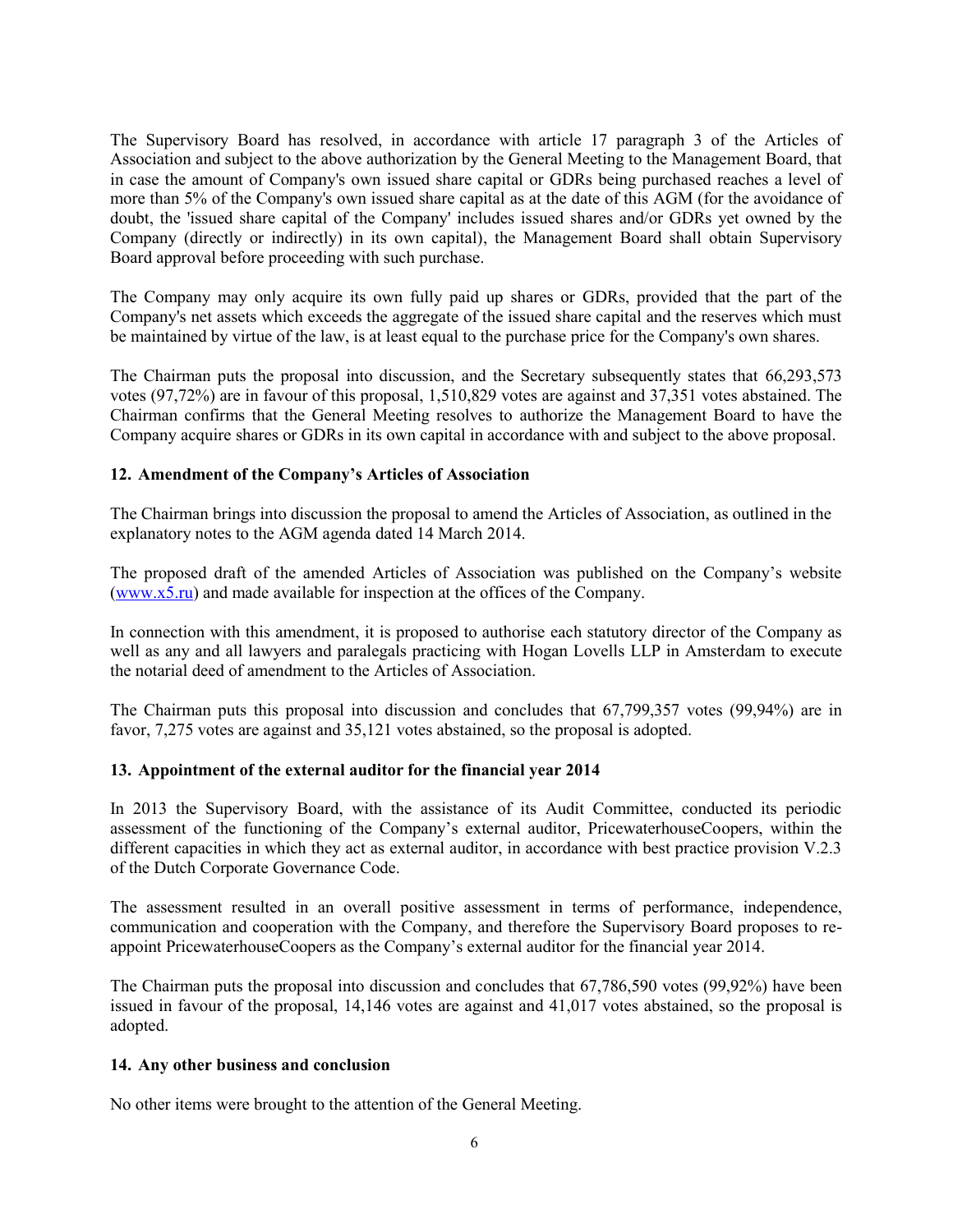The Supervisory Board has resolved, in accordance with article 17 paragraph 3 of the Articles of Association and subject to the above authorization by the General Meeting to the Management Board, that in case the amount of Company's own issued share capital or GDRs being purchased reaches a level of more than 5% of the Company's own issued share capital as at the date of this AGM (for the avoidance of doubt, the 'issued share capital of the Company' includes issued shares and/or GDRs yet owned by the Company (directly or indirectly) in its own capital), the Management Board shall obtain Supervisory Board approval before proceeding with such purchase.

The Company may only acquire its own fully paid up shares or GDRs, provided that the part of the Company's net assets which exceeds the aggregate of the issued share capital and the reserves which must be maintained by virtue of the law, is at least equal to the purchase price for the Company's own shares.

The Chairman puts the proposal into discussion, and the Secretary subsequently states that 66,293,573 votes (97,72%) are in favour of this proposal, 1,510,829 votes are against and 37,351 votes abstained. The Chairman confirms that the General Meeting resolves to authorize the Management Board to have the Company acquire shares or GDRs in its own capital in accordance with and subject to the above proposal.

**12. Amendment of the Company's Articles of Association**

The Chairman brings into discussion the proposal to amend the Articles of Association, as outlined in the explanatory notes to the AGM agenda dated 14 March 2014.

The proposed draft of the amended Articles of Association was published on the Company's website (www.x5.ru) and made available for inspection at the offices of the Company.

In connection with this amendment, it is proposed to authorise each statutory director of the Company as well as any and all lawyers and paralegals practicing with Hogan Lovells LLP in Amsterdam to execute the notarial deed of amendment to the Articles of Association.

The Chairman puts this proposal into discussion and concludes that 67,799,357 votes (99,94%) are in favor, 7,275 votes are against and 35,121 votes abstained, so the proposal is adopted.

**13. Appointment of the external auditor for the financial year 2014**

In 2013 the Supervisory Board, with the assistance of its Audit Committee, conducted its periodic assessment of the functioning of the Company's external auditor, PricewaterhouseCoopers, within the different capacities in which they act as external auditor, in accordance with best practice provision V.2.3 of the Dutch Corporate Governance Code.

The assessment resulted in an overall positive assessment in terms of performance, independence, communication and cooperation with the Company, and therefore the Supervisory Board proposes to re-appoint PricewaterhouseCoopers as the Company's external auditor for the financial year 2014.

The Chairman puts the proposal into discussion and concludes that 67,786,590 votes (99,92%) have been issued in favour of the proposal, 14,146 votes are against and 41,017 votes abstained, so the proposal is adopted.

**14. Any other business and conclusion**

No other items were brought to the attention of the General Meeting.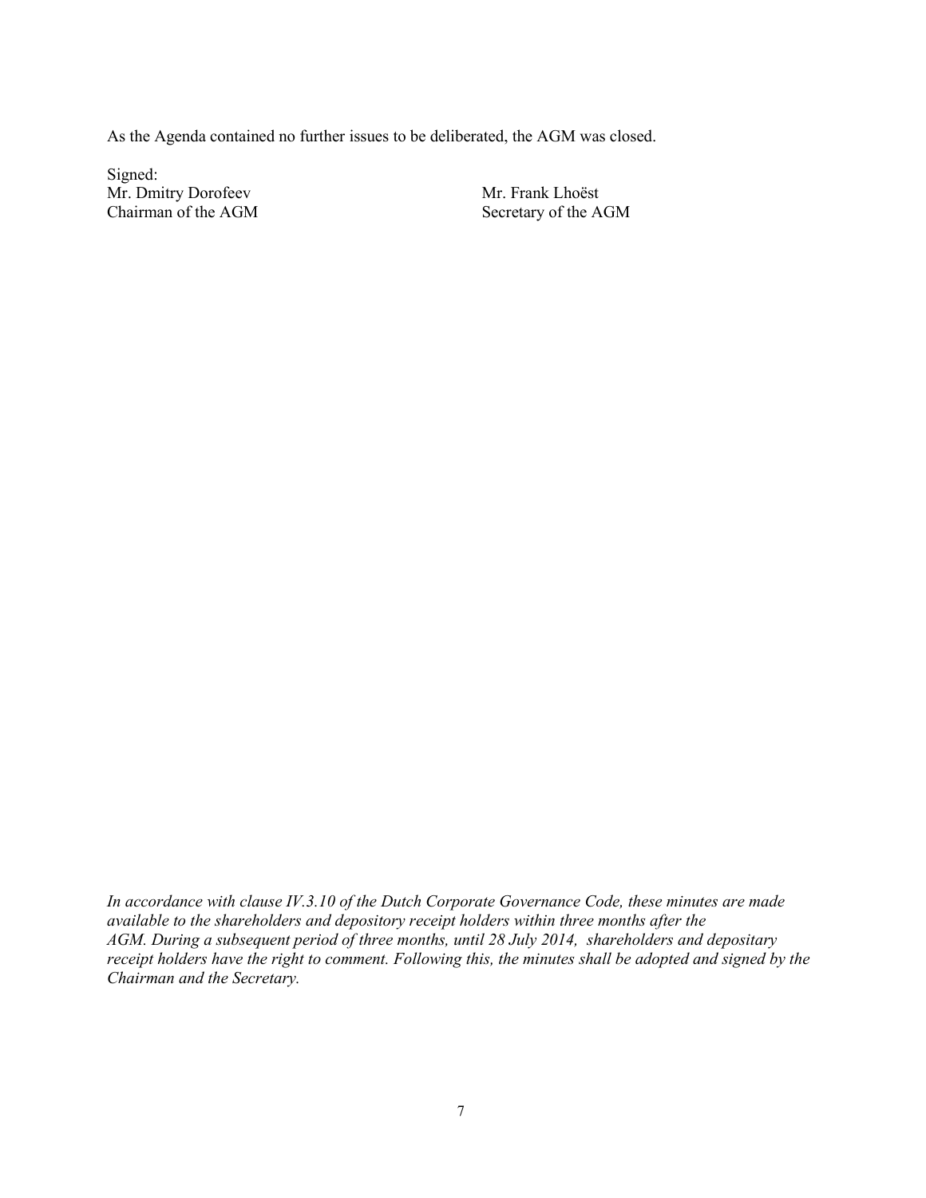As the Agenda contained no further issues to be deliberated, the AGM was closed.

Signed:

Mr. Dmitry Dorofeev
Chairman of the AGM

Mr. Frank Lhoëst
Secretary of the AGM

*In accordance with clause IV.3.10 of the Dutch Corporate Governance Code, these minutes are made available to the shareholders and depository receipt holders within three months after the AGM. During a subsequent period of three months, until 28 July 2014, shareholders and depositary receipt holders have the right to comment. Following this, the minutes shall be adopted and signed by the Chairman and the Secretary.*